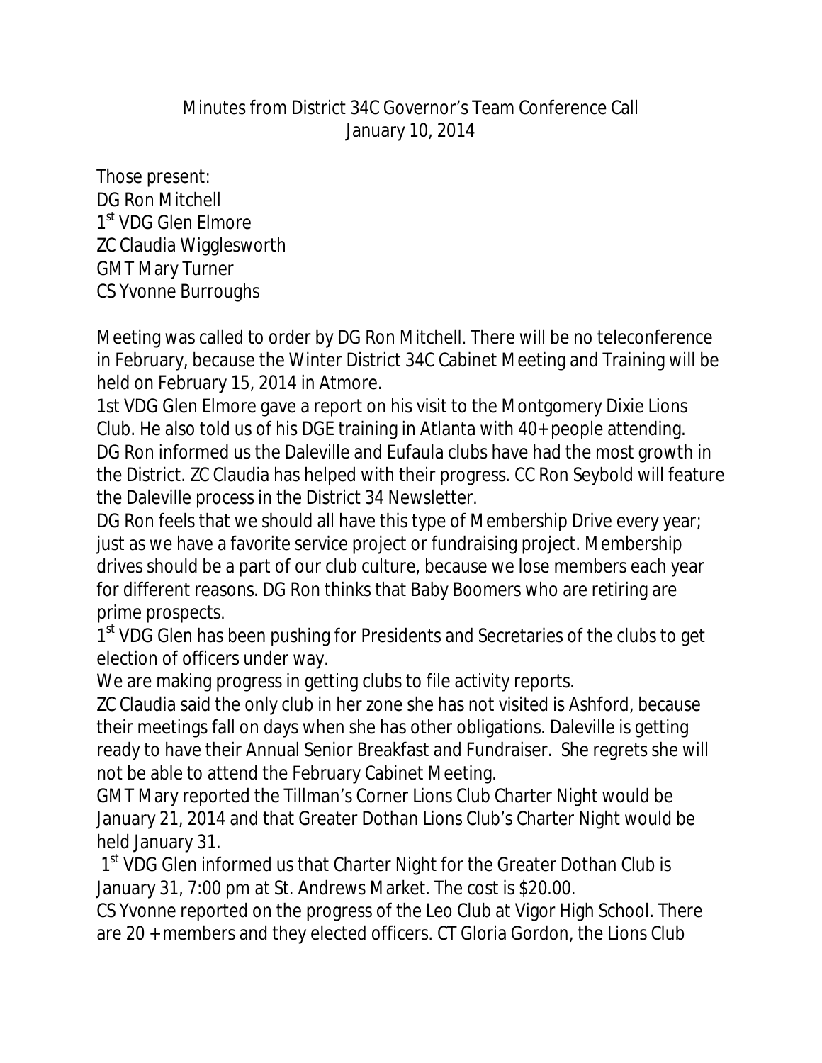# Minutes from District 34C Governor's Team Conference Call
## January 10, 2014

Those present:
DG Ron Mitchell
1st VDG Glen Elmore
ZC Claudia Wigglesworth
GMT Mary Turner
CS Yvonne Burroughs

Meeting was called to order by DG Ron Mitchell. There will be no teleconference in February, because the Winter District 34C Cabinet Meeting and Training will be held on February 15, 2014 in Atmore.

1st VDG Glen Elmore gave a report on his visit to the Montgomery Dixie Lions Club. He also told us of his DGE training in Atlanta with 40+ people attending.

DG Ron informed us the Daleville and Eufaula clubs have had the most growth in the District. ZC Claudia has helped with their progress. CC Ron Seybold will feature the Daleville process in the District 34 Newsletter.

DG Ron feels that we should all have this type of Membership Drive every year; just as we have a favorite service project or fundraising project. Membership drives should be a part of our club culture, because we lose members each year for different reasons. DG Ron thinks that Baby Boomers who are retiring are prime prospects.

1st VDG Glen has been pushing for Presidents and Secretaries of the clubs to get election of officers under way.

We are making progress in getting clubs to file activity reports.

ZC Claudia said the only club in her zone she has not visited is Ashford, because their meetings fall on days when she has other obligations. Daleville is getting ready to have their Annual Senior Breakfast and Fundraiser. She regrets she will not be able to attend the February Cabinet Meeting.

GMT Mary reported the Tillman's Corner Lions Club Charter Night would be January 21, 2014 and that Greater Dothan Lions Club's Charter Night would be held January 31.

1st VDG Glen informed us that Charter Night for the Greater Dothan Club is January 31, 7:00 pm at St. Andrews Market. The cost is $20.00.

CS Yvonne reported on the progress of the Leo Club at Vigor High School. There are 20 + members and they elected officers. CT Gloria Gordon, the Lions Club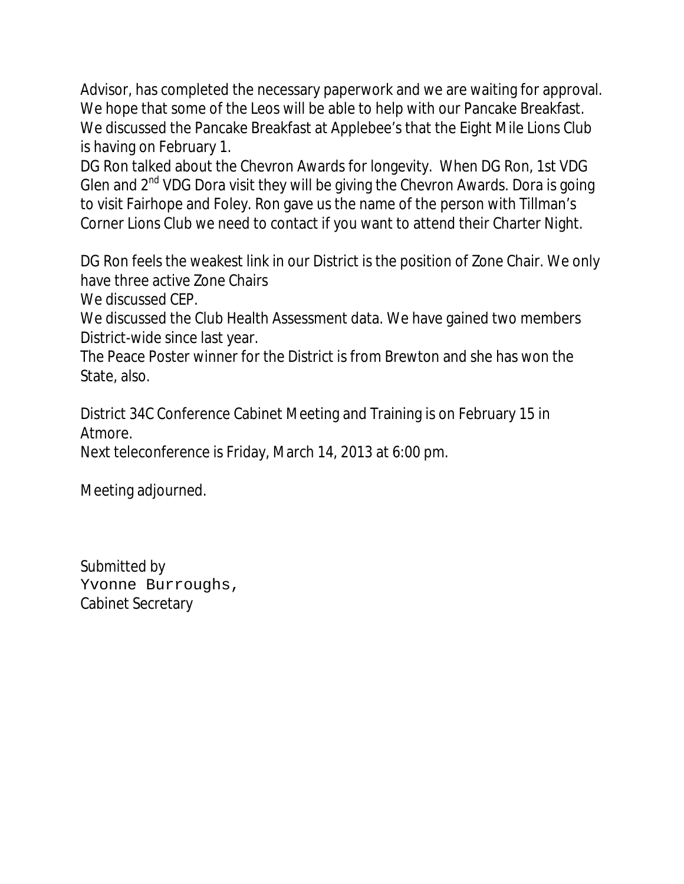Advisor, has completed the necessary paperwork and we are waiting for approval. We hope that some of the Leos will be able to help with our Pancake Breakfast. We discussed the Pancake Breakfast at Applebee's that the Eight Mile Lions Club is having on February 1.

DG Ron talked about the Chevron Awards for longevity. When DG Ron, 1st VDG Glen and 2nd VDG Dora visit they will be giving the Chevron Awards. Dora is going to visit Fairhope and Foley. Ron gave us the name of the person with Tillman's Corner Lions Club we need to contact if you want to attend their Charter Night.

DG Ron feels the weakest link in our District is the position of Zone Chair. We only have three active Zone Chairs

We discussed CEP.

We discussed the Club Health Assessment data. We have gained two members District-wide since last year.

The Peace Poster winner for the District is from Brewton and she has won the State, also.

District 34C Conference Cabinet Meeting and Training is on February 15 in Atmore.

Next teleconference is Friday, March 14, 2013 at 6:00 pm.

Meeting adjourned.

Submitted by
Yvonne Burroughs,
Cabinet Secretary